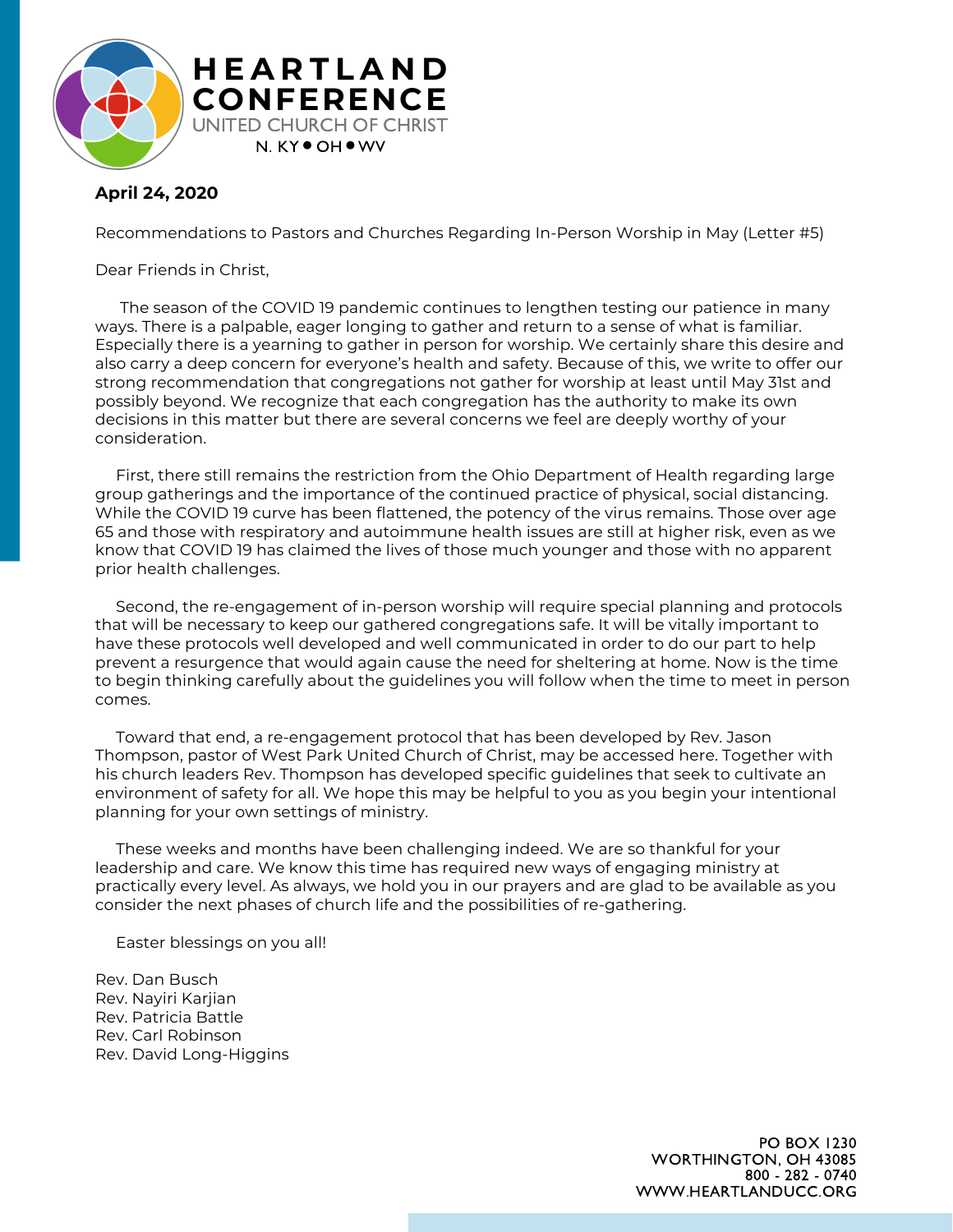# HEARTLAND CONFERENCE

UNITED CHURCH OF CHRIST

N. KY • OH • WV

**April 24, 2020**

Recommendations to Pastors and Churches Regarding In-Person Worship in May (Letter #5)

Dear Friends in Christ,

The season of the COVID 19 pandemic continues to lengthen testing our patience in many ways. There is a palpable, eager longing to gather and return to a sense of what is familiar. Especially there is a yearning to gather in person for worship. We certainly share this desire and also carry a deep concern for everyone's health and safety. Because of this, we write to offer our strong recommendation that congregations not gather for worship at least until May 31st and possibly beyond. We recognize that each congregation has the authority to make its own decisions in this matter but there are several concerns we feel are deeply worthy of your consideration.

First, there still remains the restriction from the Ohio Department of Health regarding large group gatherings and the importance of the continued practice of physical, social distancing. While the COVID 19 curve has been flattened, the potency of the virus remains. Those over age 65 and those with respiratory and autoimmune health issues are still at higher risk, even as we know that COVID 19 has claimed the lives of those much younger and those with no apparent prior health challenges.

Second, the re-engagement of in-person worship will require special planning and protocols that will be necessary to keep our gathered congregations safe. It will be vitally important to have these protocols well developed and well communicated in order to do our part to help prevent a resurgence that would again cause the need for sheltering at home. Now is the time to begin thinking carefully about the guidelines you will follow when the time to meet in person comes.

Toward that end, a re-engagement protocol that has been developed by Rev. Jason Thompson, pastor of West Park United Church of Christ, may be accessed here. Together with his church leaders Rev. Thompson has developed specific guidelines that seek to cultivate an environment of safety for all. We hope this may be helpful to you as you begin your intentional planning for your own settings of ministry.

These weeks and months have been challenging indeed. We are so thankful for your leadership and care. We know this time has required new ways of engaging ministry at practically every level. As always, we hold you in our prayers and are glad to be available as you consider the next phases of church life and the possibilities of re-gathering.

Easter blessings on you all!

Rev. Dan Busch
Rev. Nayiri Karjian
Rev. Patricia Battle
Rev. Carl Robinson
Rev. David Long-Higgins

PO BOX 1230
WORTHINGTON, OH 43085
800 - 282 - 0740
WWW.HEARTLANDUCC.ORG